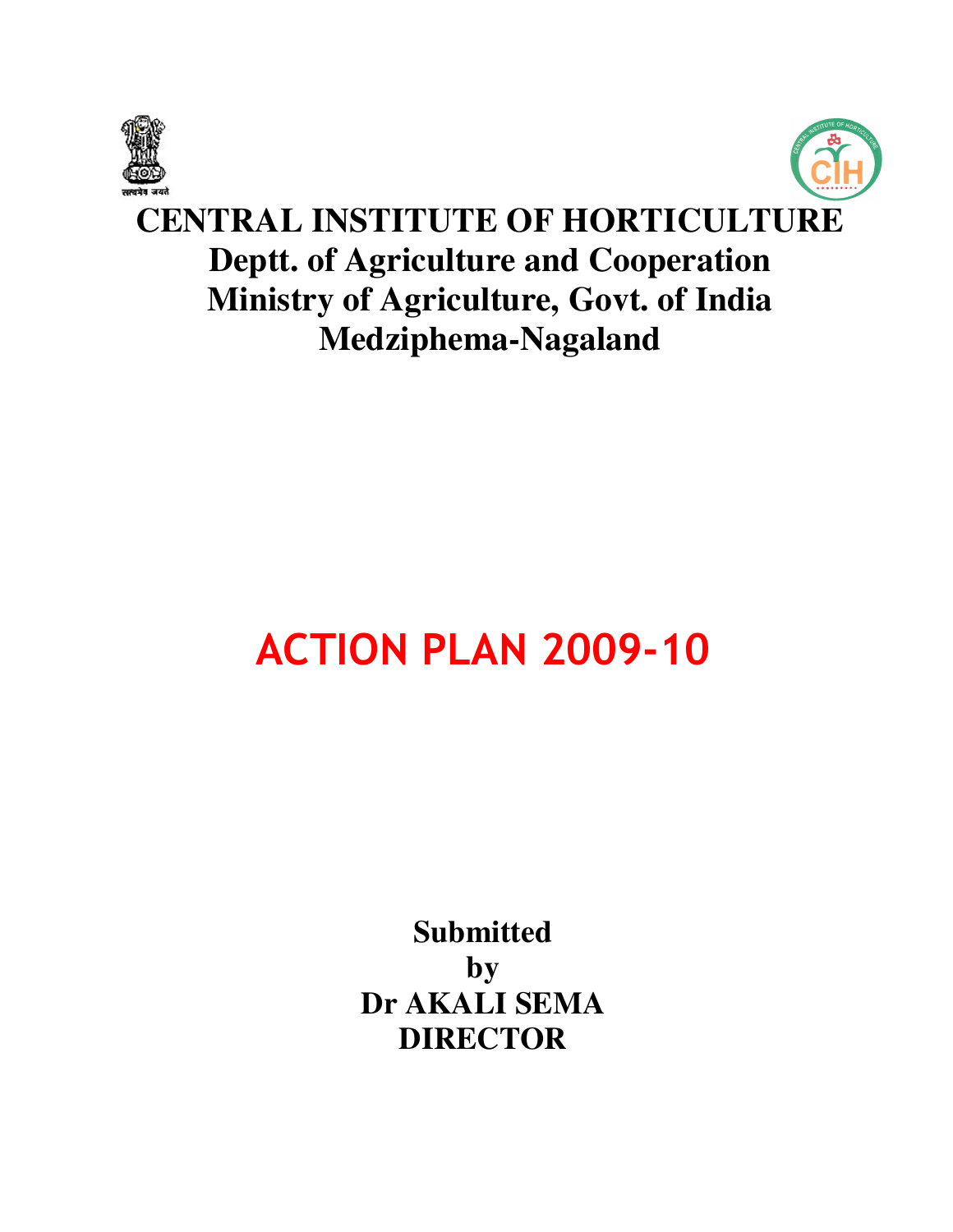# CENTRAL INSTITUTE OF HORTICULTURE

## Deptt. of Agriculture and Cooperation

## Ministry of Agriculture, Govt. of India

## Medziphema-Nagaland

# ACTION PLAN 2009-10

**Submitted**

**by**

**Dr AKALI SEMA**

**DIRECTOR**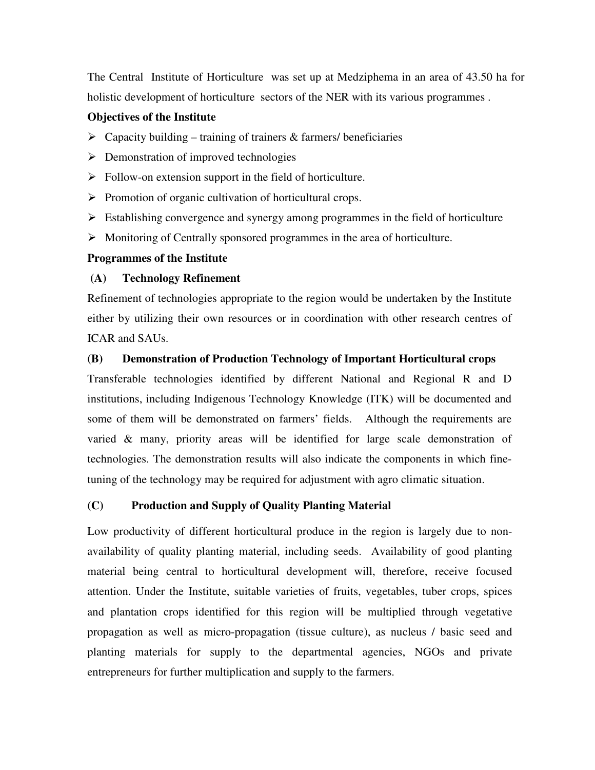The Central Institute of Horticulture was set up at Medziphema in an area of 43.50 ha for holistic development of horticulture sectors of the NER with its various programmes .

**Objectives of the Institute**

- Capacity building – training of trainers & farmers/ beneficiaries
- Demonstration of improved technologies
- Follow-on extension support in the field of horticulture.
- Promotion of organic cultivation of horticultural crops.
- Establishing convergence and synergy among programmes in the field of horticulture
- Monitoring of Centrally sponsored programmes in the area of horticulture.

**Programmes of the Institute**

**(A) Technology Refinement**

Refinement of technologies appropriate to the region would be undertaken by the Institute either by utilizing their own resources or in coordination with other research centres of ICAR and SAUs.

**(B) Demonstration of Production Technology of Important Horticultural crops**

Transferable technologies identified by different National and Regional R and D institutions, including Indigenous Technology Knowledge (ITK) will be documented and some of them will be demonstrated on farmers' fields. Although the requirements are varied & many, priority areas will be identified for large scale demonstration of technologies. The demonstration results will also indicate the components in which fine-tuning of the technology may be required for adjustment with agro climatic situation.

**(C) Production and Supply of Quality Planting Material**

Low productivity of different horticultural produce in the region is largely due to non-availability of quality planting material, including seeds. Availability of good planting material being central to horticultural development will, therefore, receive focused attention. Under the Institute, suitable varieties of fruits, vegetables, tuber crops, spices and plantation crops identified for this region will be multiplied through vegetative propagation as well as micro-propagation (tissue culture), as nucleus / basic seed and planting materials for supply to the departmental agencies, NGOs and private entrepreneurs for further multiplication and supply to the farmers.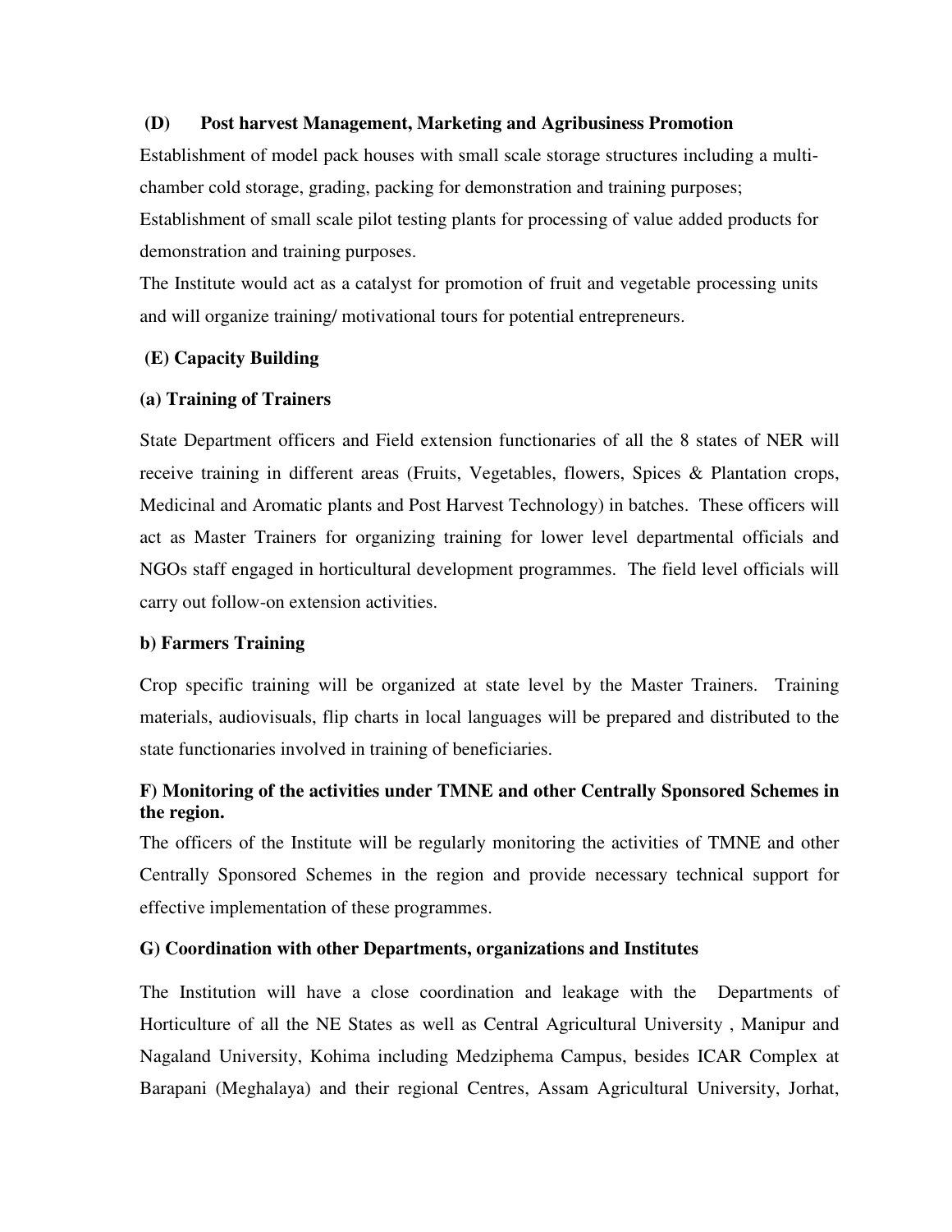**(D) Post harvest Management, Marketing and Agribusiness Promotion**

Establishment of model pack houses with small scale storage structures including a multi-chamber cold storage, grading, packing for demonstration and training purposes;

Establishment of small scale pilot testing plants for processing of value added products for demonstration and training purposes.

The Institute would act as a catalyst for promotion of fruit and vegetable processing units and will organize training/ motivational tours for potential entrepreneurs.

**(E) Capacity Building**

**(a) Training of Trainers**

State Department officers and Field extension functionaries of all the 8 states of NER will receive training in different areas (Fruits, Vegetables, flowers, Spices & Plantation crops, Medicinal and Aromatic plants and Post Harvest Technology) in batches. These officers will act as Master Trainers for organizing training for lower level departmental officials and NGOs staff engaged in horticultural development programmes. The field level officials will carry out follow-on extension activities.

**b) Farmers Training**

Crop specific training will be organized at state level by the Master Trainers. Training materials, audiovisuals, flip charts in local languages will be prepared and distributed to the state functionaries involved in training of beneficiaries.

**F) Monitoring of the activities under TMNE and other Centrally Sponsored Schemes in the region.**

The officers of the Institute will be regularly monitoring the activities of TMNE and other Centrally Sponsored Schemes in the region and provide necessary technical support for effective implementation of these programmes.

**G) Coordination with other Departments, organizations and Institutes**

The Institution will have a close coordination and leakage with the Departments of Horticulture of all the NE States as well as Central Agricultural University , Manipur and Nagaland University, Kohima including Medziphema Campus, besides ICAR Complex at Barapani (Meghalaya) and their regional Centres, Assam Agricultural University, Jorhat,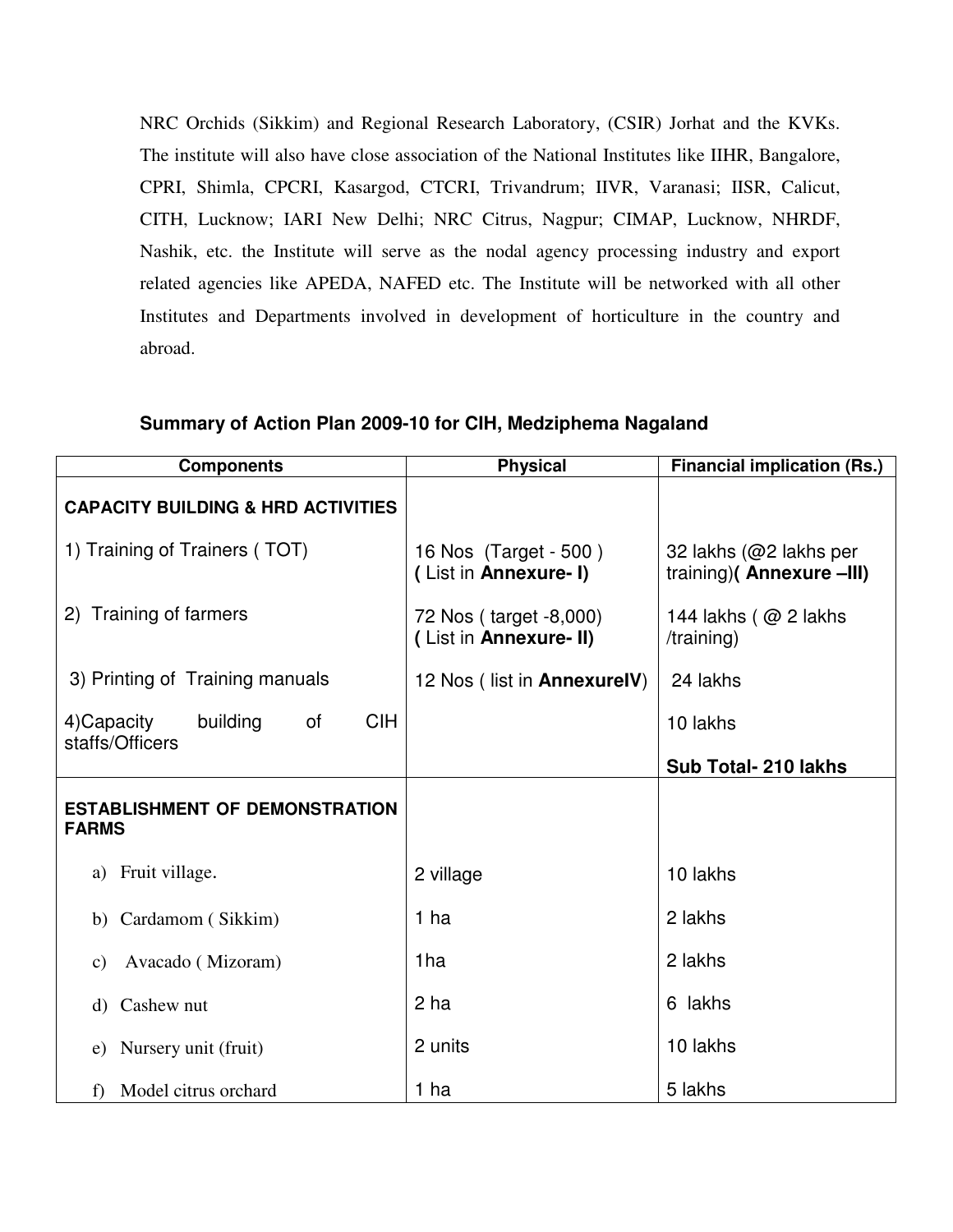NRC Orchids (Sikkim) and Regional Research Laboratory, (CSIR) Jorhat and the KVKs. The institute will also have close association of the National Institutes like IIHR, Bangalore, CPRI, Shimla, CPCRI, Kasargod, CTCRI, Trivandrum; IIVR, Varanasi; IISR, Calicut, CITH, Lucknow; IARI New Delhi; NRC Citrus, Nagpur; CIMAP, Lucknow, NHRDF, Nashik, etc. the Institute will serve as the nodal agency processing industry and export related agencies like APEDA, NAFED etc. The Institute will be networked with all other Institutes and Departments involved in development of horticulture in the country and abroad.

### Summary of Action Plan 2009-10 for CIH, Medziphema Nagaland

| Components | Physical | Financial implication (Rs.) |
|---|---|---|
| **CAPACITY BUILDING & HRD ACTIVITIES** | | |
| 1) Training of Trainers ( TOT) | 16 Nos (Target - 500 ) ( List in **Annexure- I)** | 32 lakhs (@2 lakhs per training)**( Annexure –III)** |
| 2) Training of farmers | 72 Nos ( target -8,000) ( List in **Annexure- II)** | 144 lakhs ( @ 2 lakhs /training) |
| 3) Printing of Training manuals | 12 Nos ( list in **AnnexureIV**) | 24 lakhs |
| 4)Capacity building of CIH staffs/Officers | | 10 lakhs<br>**Sub Total- 210 lakhs** |
| **ESTABLISHMENT OF DEMONSTRATION FARMS** | | |
| a) Fruit village. | 2 village | 10 lakhs |
| b) Cardamom ( Sikkim) | 1 ha | 2 lakhs |
| c) Avacado ( Mizoram) | 1ha | 2 lakhs |
| d) Cashew nut | 2 ha | 6 lakhs |
| e) Nursery unit (fruit) | 2 units | 10 lakhs |
| f) Model citrus orchard | 1 ha | 5 lakhs |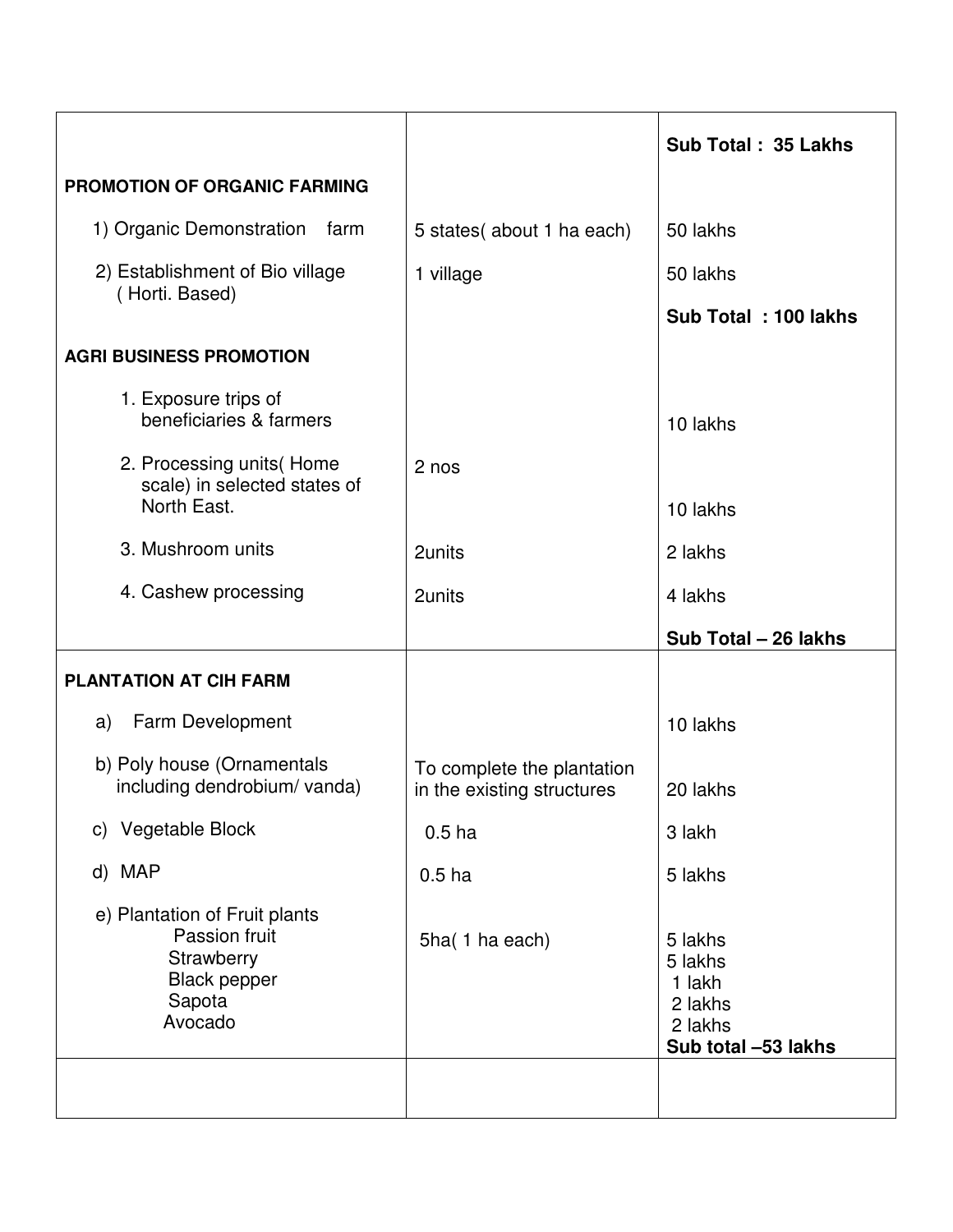| | | |
|---|---|---|
| | | **Sub Total : 35 Lakhs** |
| **PROMOTION OF ORGANIC FARMING** | | |
| 1) Organic Demonstration farm | 5 states( about 1 ha each) | 50 lakhs |
| 2) Establishment of Bio village ( Horti. Based) | 1 village | 50 lakhs |
| | | **Sub Total : 100 lakhs** |
| **AGRI BUSINESS PROMOTION** | | |
| 1. Exposure trips of beneficiaries & farmers | | 10 lakhs |
| 2. Processing units( Home scale) in selected states of North East. | 2 nos | 10 lakhs |
| 3. Mushroom units | 2units | 2 lakhs |
| 4. Cashew processing | 2units | 4 lakhs |
| | | **Sub Total – 26 lakhs** |
| **PLANTATION AT CIH FARM** | | |
| a) Farm Development | | 10 lakhs |
| b) Poly house (Ornamentals including dendrobium/ vanda) | To complete the plantation in the existing structures | 20 lakhs |
| c) Vegetable Block | 0.5 ha | 3 lakh |
| d) MAP | 0.5 ha | 5 lakhs |
| e) Plantation of Fruit plants | | |
| Passion fruit | 5ha( 1 ha each) | 5 lakhs |
| Strawberry | | 5 lakhs |
| Black pepper | | 1 lakh |
| Sapota | | 2 lakhs |
| Avocado | | 2 lakhs |
| | | **Sub total –53 lakhs** |
| | | |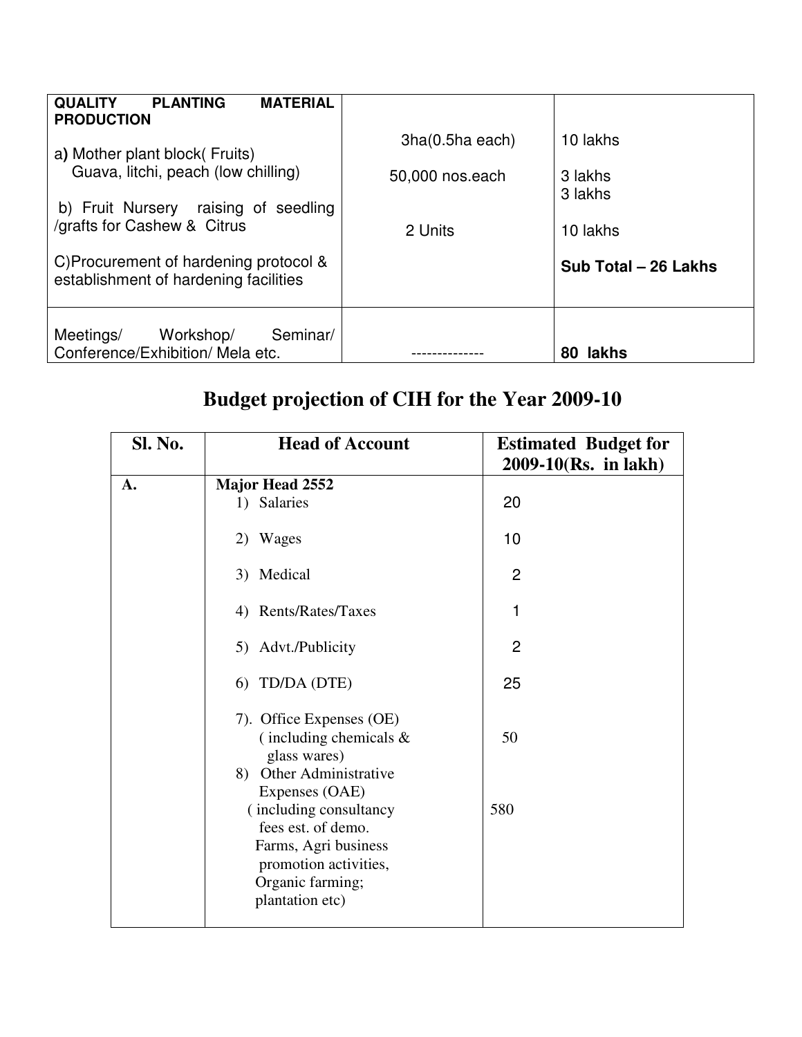| QUALITY PLANTING MATERIAL PRODUCTION<br><br>a) Mother plant block( Fruits)<br>Guava, litchi, peach (low chilling)<br><br>b) Fruit Nursery raising of seedling /grafts for Cashew & Citrus<br><br>C)Procurement of hardening protocol & establishment of hardening facilities | 3ha(0.5ha each)<br><br>50,000 nos.each<br><br><br>2 Units | 10 lakhs<br><br>3 lakhs<br>3 lakhs<br><br>10 lakhs<br><br>**Sub Total – 26 Lakhs** |
|---|---|---|
| Meetings/ Workshop/ Seminar/ Conference/Exhibition/ Mela etc. | -------------- | **80 lakhs** |

# Budget projection of CIH for the Year 2009-10

| Sl. No. | Head of Account | Estimated Budget for 2009-10(Rs. in lakh) |
|---|---|---|
| A. | **Major Head 2552** | |
| | 1) Salaries | 20 |
| | 2) Wages | 10 |
| | 3) Medical | 2 |
| | 4) Rents/Rates/Taxes | 1 |
| | 5) Advt./Publicity | 2 |
| | 6) TD/DA (DTE) | 25 |
| | 7). Office Expenses (OE) ( including chemicals & glass wares) | 50 |
| | 8) Other Administrative Expenses (OAE) ( including consultancy fees est. of demo. Farms, Agri business promotion activities, Organic farming; plantation etc) | 580 |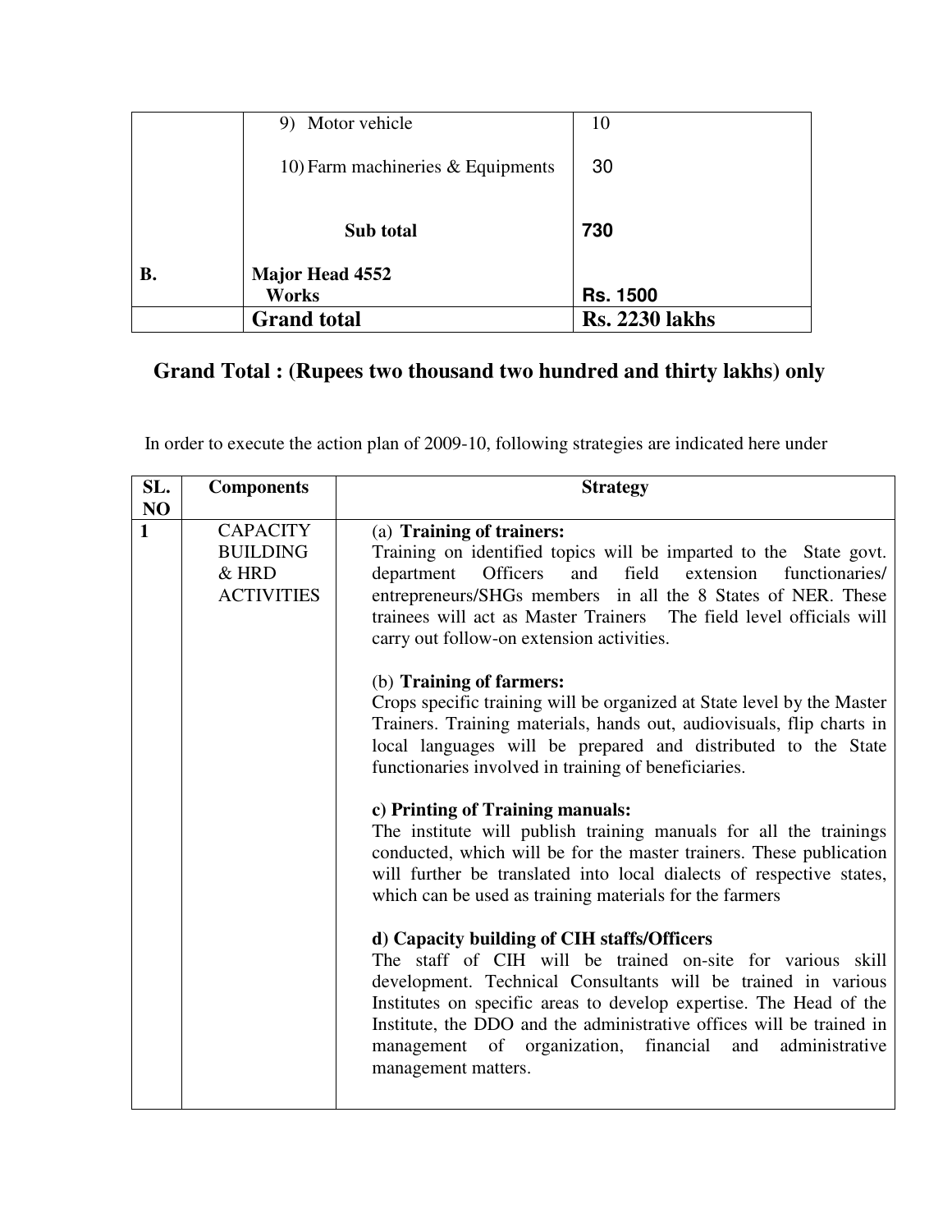| | | |
|---|---|---|
| | 9) Motor vehicle | 10 |
| | 10) Farm machineries & Equipments | 30 |
| | **Sub total** | **730** |
| **B.** | **Major Head 4552**<br>**Works** | **Rs. 1500** |
| | **Grand total** | **Rs. 2230 lakhs** |

**Grand Total : (Rupees two thousand two hundred and thirty lakhs) only**

In order to execute the action plan of 2009-10, following strategies are indicated here under

| SL. NO | Components | Strategy |
|---|---|---|
| 1 | CAPACITY BUILDING & HRD ACTIVITIES | (a) **Training of trainers:**<br>Training on identified topics will be imparted to the State govt. department Officers and field extension functionaries/ entrepreneurs/SHGs members in all the 8 States of NER. These trainees will act as Master Trainers The field level officials will carry out follow-on extension activities.<br><br>(b) **Training of farmers:**<br>Crops specific training will be organized at State level by the Master Trainers. Training materials, hands out, audiovisuals, flip charts in local languages will be prepared and distributed to the State functionaries involved in training of beneficiaries.<br><br>**c) Printing of Training manuals:**<br>The institute will publish training manuals for all the trainings conducted, which will be for the master trainers. These publication will further be translated into local dialects of respective states, which can be used as training materials for the farmers<br><br>**d) Capacity building of CIH staffs/Officers**<br>The staff of CIH will be trained on-site for various skill development. Technical Consultants will be trained in various Institutes on specific areas to develop expertise. The Head of the Institute, the DDO and the administrative offices will be trained in management of organization, financial and administrative management matters. |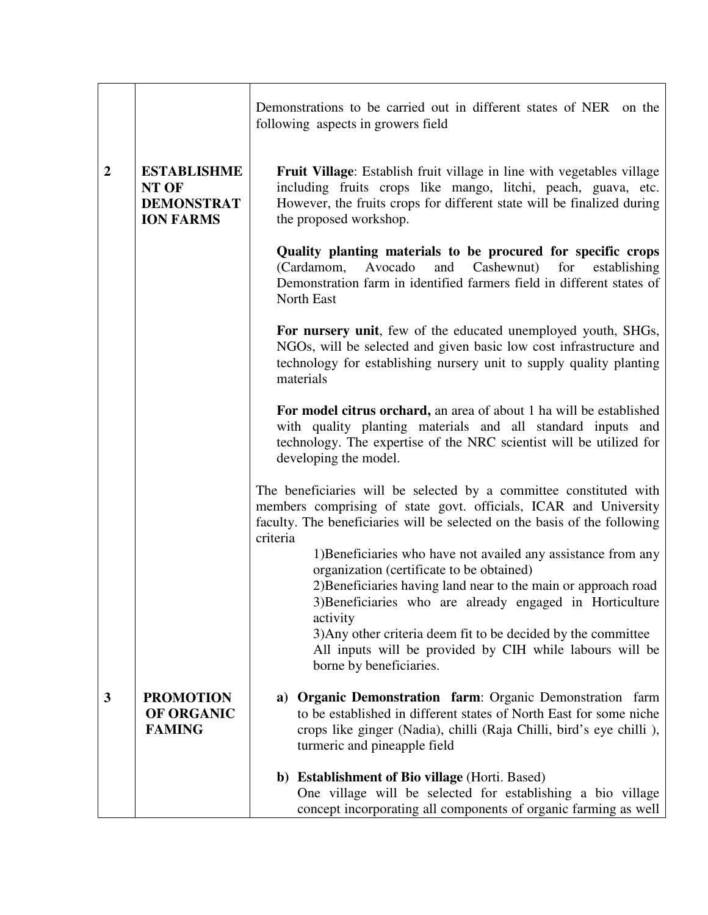| | | |
|---|---|---|
| **2** | **ESTABLISHMENT OF DEMONSTRATION FARMS** | Demonstrations to be carried out in different states of NER on the following aspects in growers field<br><br>**Fruit Village**: Establish fruit village in line with vegetables village including fruits crops like mango, litchi, peach, guava, etc. However, the fruits crops for different state will be finalized during the proposed workshop.<br><br>**Quality planting materials to be procured for specific crops** (Cardamom, Avocado and Cashewnut) for establishing Demonstration farm in identified farmers field in different states of North East<br><br>**For nursery unit**, few of the educated unemployed youth, SHGs, NGOs, will be selected and given basic low cost infrastructure and technology for establishing nursery unit to supply quality planting materials<br><br>**For model citrus orchard,** an area of about 1 ha will be established with quality planting materials and all standard inputs and technology. The expertise of the NRC scientist will be utilized for developing the model.<br><br>The beneficiaries will be selected by a committee constituted with members comprising of state govt. officials, ICAR and University faculty. The beneficiaries will be selected on the basis of the following criteria<br>1)Beneficiaries who have not availed any assistance from any organization (certificate to be obtained)<br>2)Beneficiaries having land near to the main or approach road<br>3)Beneficiaries who are already engaged in Horticulture activity<br>3)Any other criteria deem fit to be decided by the committee<br>All inputs will be provided by CIH while labours will be borne by beneficiaries. |
| **3** | **PROMOTION OF ORGANIC FAMING** | a) **Organic Demonstration farm**: Organic Demonstration farm to be established in different states of North East for some niche crops like ginger (Nadia), chilli (Raja Chilli, bird's eye chilli ), turmeric and pineapple field<br><br>b) **Establishment of Bio village** (Horti. Based)<br>One village will be selected for establishing a bio village concept incorporating all components of organic farming as well |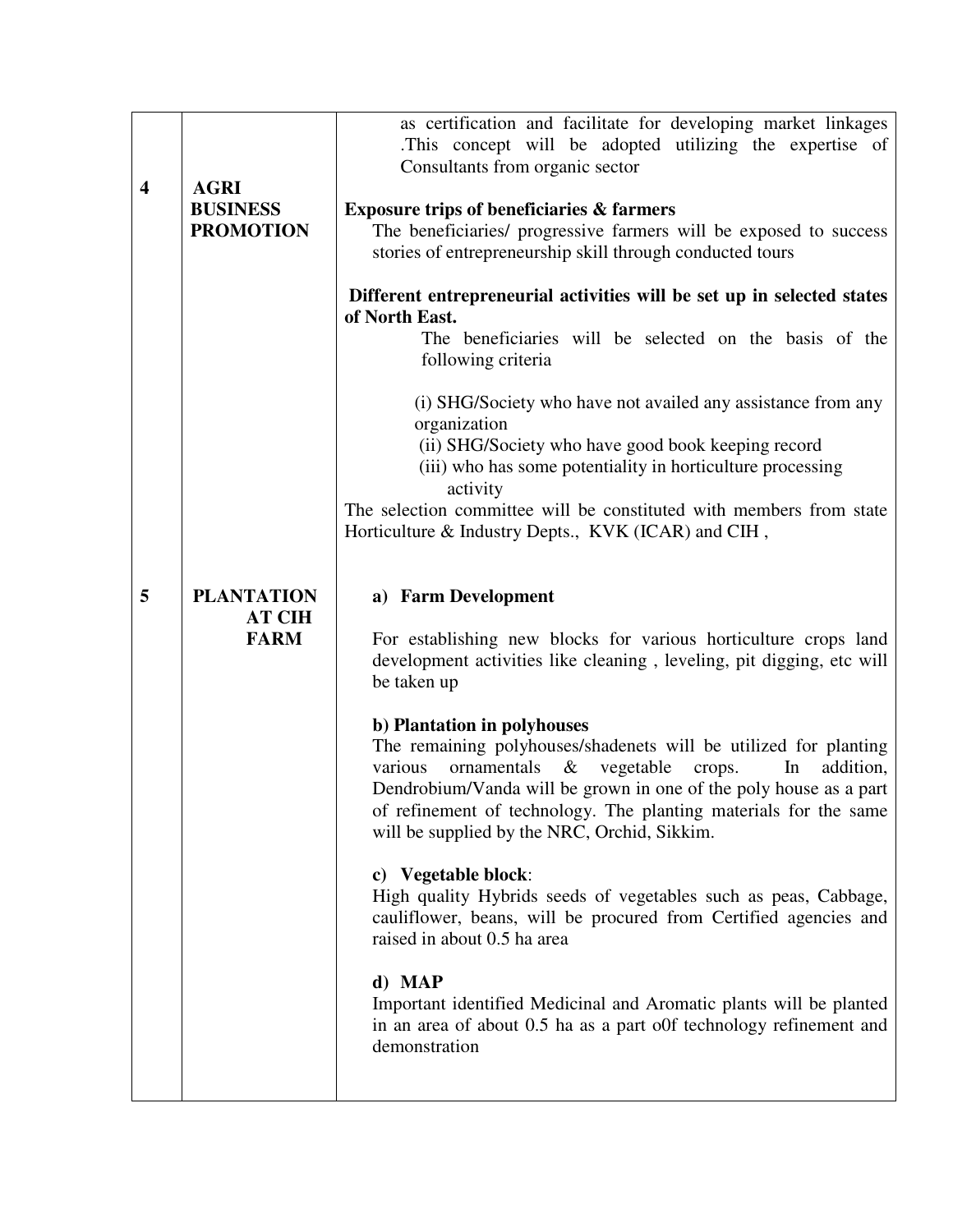| | | |
|---|---|---|
| 4 | **AGRI BUSINESS PROMOTION** | as certification and facilitate for developing market linkages .This concept will be adopted utilizing the expertise of Consultants from organic sector<br><br>**Exposure trips of beneficiaries & farmers**<br>The beneficiaries/ progressive farmers will be exposed to success stories of entrepreneurship skill through conducted tours<br><br>**Different entrepreneurial activities will be set up in selected states of North East.**<br>The beneficiaries will be selected on the basis of the following criteria<br><br>(i) SHG/Society who have not availed any assistance from any organization<br>(ii) SHG/Society who have good book keeping record<br>(iii) who has some potentiality in horticulture processing activity<br>The selection committee will be constituted with members from state Horticulture & Industry Depts., KVK (ICAR) and CIH , |
| 5 | **PLANTATION AT CIH FARM** | **a) Farm Development**<br><br>For establishing new blocks for various horticulture crops land development activities like cleaning , leveling, pit digging, etc will be taken up<br><br>**b) Plantation in polyhouses**<br>The remaining polyhouses/shadenets will be utilized for planting various ornamentals & vegetable crops. In addition, Dendrobium/Vanda will be grown in one of the poly house as a part of refinement of technology. The planting materials for the same will be supplied by the NRC, Orchid, Sikkim.<br><br>**c) Vegetable block**:<br>High quality Hybrids seeds of vegetables such as peas, Cabbage, cauliflower, beans, will be procured from Certified agencies and raised in about 0.5 ha area<br><br>**d) MAP**<br>Important identified Medicinal and Aromatic plants will be planted in an area of about 0.5 ha as a part o0f technology refinement and demonstration |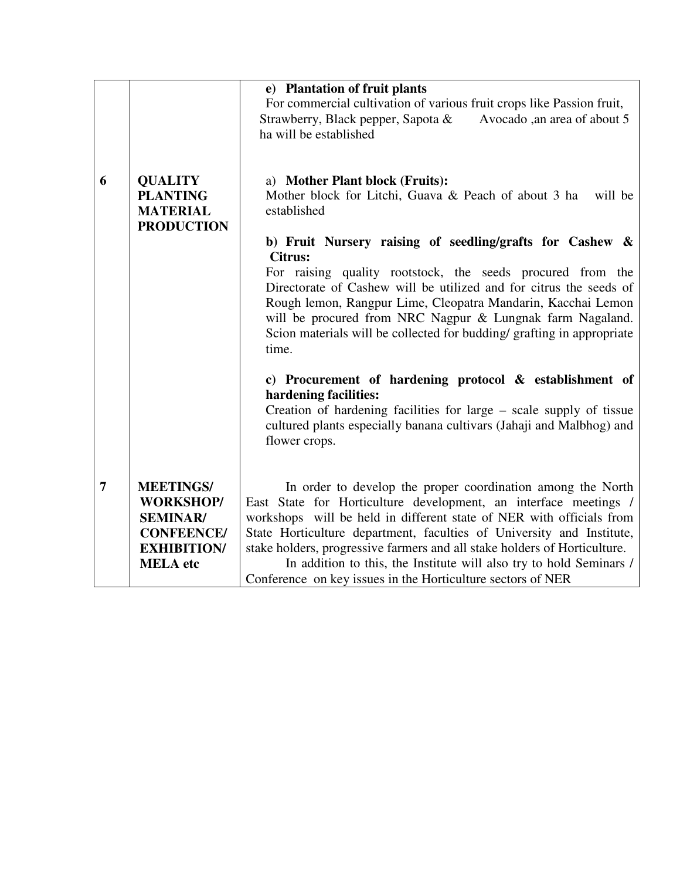| | | |
|---|---|---|
| | | **e) Plantation of fruit plants**<br>For commercial cultivation of various fruit crops like Passion fruit, Strawberry, Black pepper, Sapota & Avocado ,an area of about 5 ha will be established |
| 6 | **QUALITY PLANTING MATERIAL PRODUCTION** | a) **Mother Plant block (Fruits):**<br>Mother block for Litchi, Guava & Peach of about 3 ha will be established<br><br>**b) Fruit Nursery raising of seedling/grafts for Cashew & Citrus:**<br>For raising quality rootstock, the seeds procured from the Directorate of Cashew will be utilized and for citrus the seeds of Rough lemon, Rangpur Lime, Cleopatra Mandarin, Kacchai Lemon will be procured from NRC Nagpur & Lungnak farm Nagaland. Scion materials will be collected for budding/ grafting in appropriate time.<br><br>**c) Procurement of hardening protocol & establishment of hardening facilities:**<br>Creation of hardening facilities for large – scale supply of tissue cultured plants especially banana cultivars (Jahaji and Malbhog) and flower crops. |
| 7 | **MEETINGS/ WORKSHOP/ SEMINAR/ CONFEENCE/ EXHIBITION/ MELA etc** | In order to develop the proper coordination among the North East State for Horticulture development, an interface meetings / workshops will be held in different state of NER with officials from State Horticulture department, faculties of University and Institute, stake holders, progressive farmers and all stake holders of Horticulture.<br>In addition to this, the Institute will also try to hold Seminars / Conference on key issues in the Horticulture sectors of NER |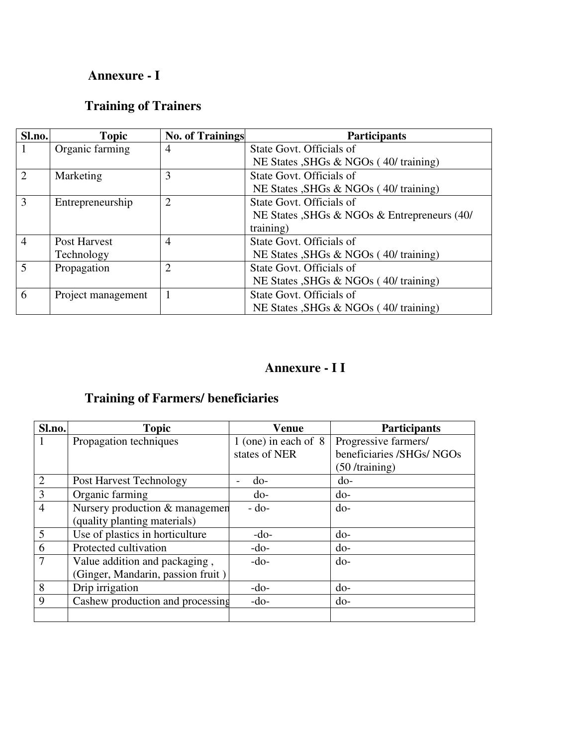# Annexure - I

## Training of Trainers

| Sl.no. | Topic | No. of Trainings | Participants |
|---|---|---|---|
| 1 | Organic farming | 4 | State Govt. Officials of NE States ,SHGs & NGOs ( 40/ training) |
| 2 | Marketing | 3 | State Govt. Officials of NE States ,SHGs & NGOs ( 40/ training) |
| 3 | Entrepreneurship | 2 | State Govt. Officials of NE States ,SHGs & NGOs & Entrepreneurs (40/ training) |
| 4 | Post Harvest Technology | 4 | State Govt. Officials of NE States ,SHGs & NGOs ( 40/ training) |
| 5 | Propagation | 2 | State Govt. Officials of NE States ,SHGs & NGOs ( 40/ training) |
| 6 | Project management | 1 | State Govt. Officials of NE States ,SHGs & NGOs ( 40/ training) |

# Annexure - I I

## Training of Farmers/ beneficiaries

| Sl.no. | Topic | Venue | Participants |
|---|---|---|---|
| 1 | Propagation techniques | 1 (one) in each of 8 states of NER | Progressive farmers/ beneficiaries /SHGs/ NGOs (50 /training) |
| 2 | Post Harvest Technology | - do- | do- |
| 3 | Organic farming | do- | do- |
| 4 | Nursery production & managemen (quality planting materials) | - do- | do- |
| 5 | Use of plastics in horticulture | -do- | do- |
| 6 | Protected cultivation | -do- | do- |
| 7 | Value addition and packaging , (Ginger, Mandarin, passion fruit ) | -do- | do- |
| 8 | Drip irrigation | -do- | do- |
| 9 | Cashew production and processing | -do- | do- |
| | | | |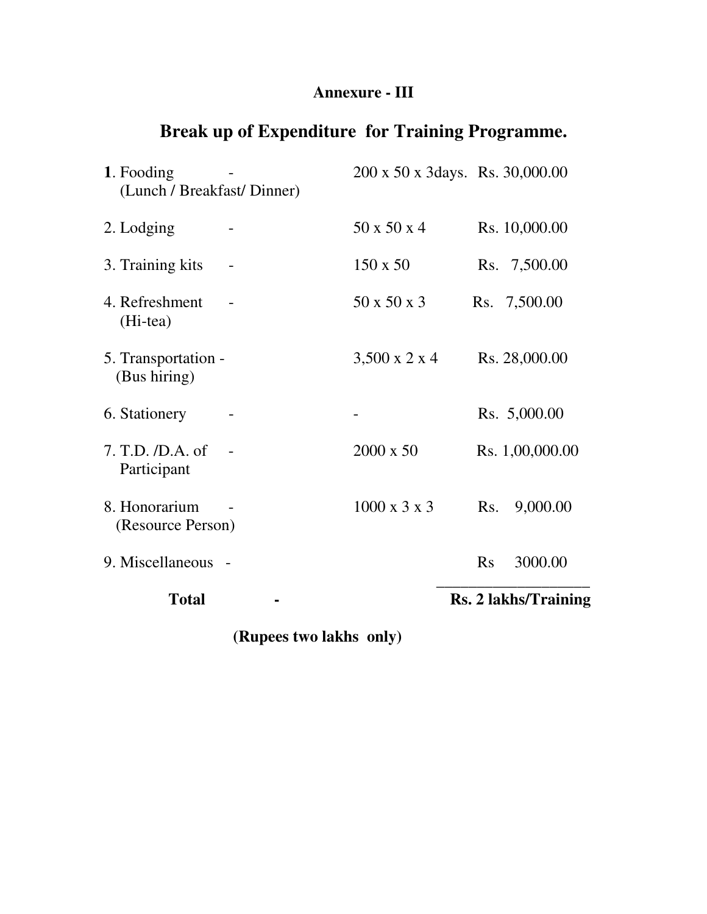**Annexure - III**

# Break up of Expenditure for Training Programme.

| Item | | Calculation | Amount |
|---|---|---|---|
| **1**. Fooding (Lunch / Breakfast/ Dinner) | - | 200 x 50 x 3days. | Rs. 30,000.00 |
| 2. Lodging | - | 50 x 50 x 4 | Rs. 10,000.00 |
| 3. Training kits | - | 150 x 50 | Rs. 7,500.00 |
| 4. Refreshment (Hi-tea) | - | 50 x 50 x 3 | Rs. 7,500.00 |
| 5. Transportation (Bus hiring) | - | 3,500 x 2 x 4 | Rs. 28,000.00 |
| 6. Stationery | - | - | Rs. 5,000.00 |
| 7. T.D. /D.A. of Participant | - | 2000 x 50 | Rs. 1,00,000.00 |
| 8. Honorarium (Resource Person) | - | 1000 x 3 x 3 | Rs. 9,000.00 |
| 9. Miscellaneous | - | | Rs 3000.00 |
| **Total** | **-** | | **Rs. 2 lakhs/Training** |

**(Rupees two lakhs only)**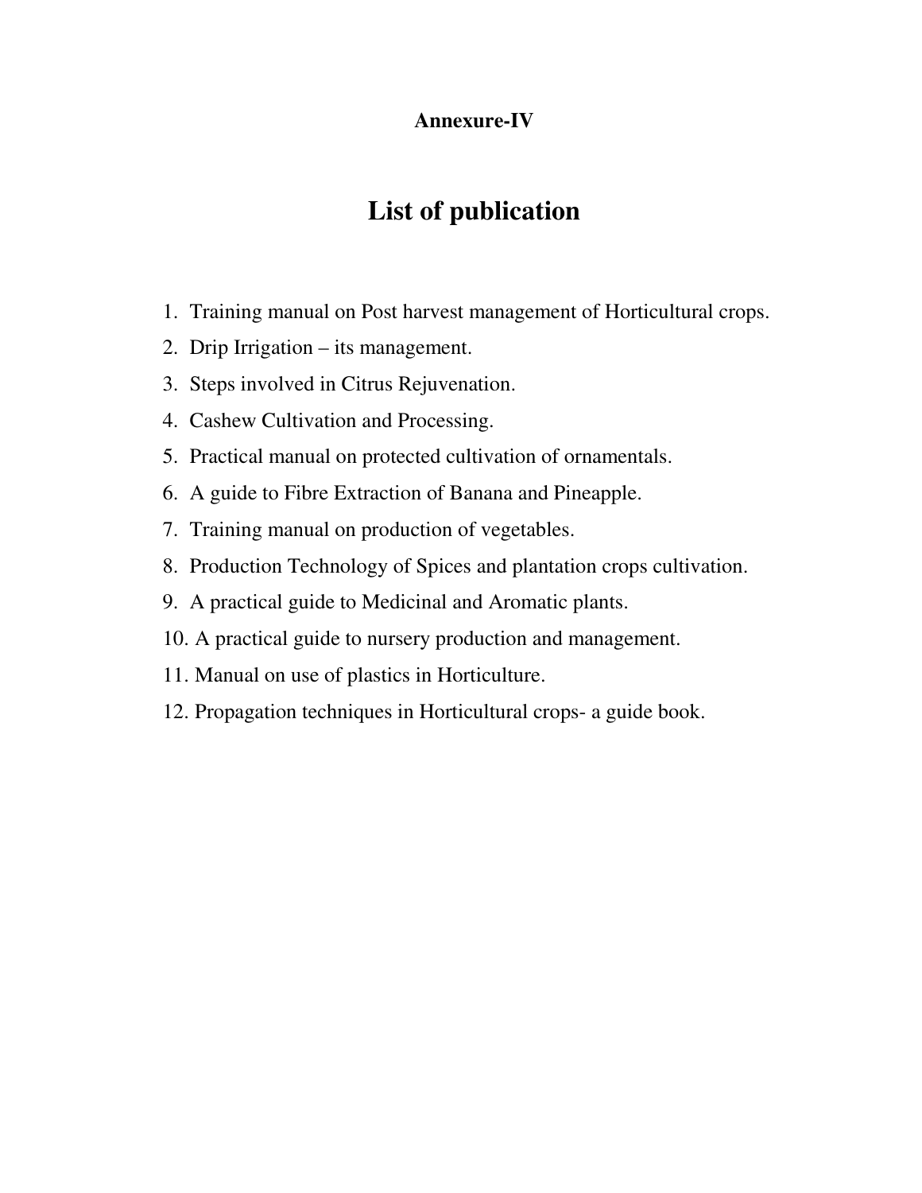**Annexure-IV**

# List of publication

1. Training manual on Post harvest management of Horticultural crops.
2. Drip Irrigation – its management.
3. Steps involved in Citrus Rejuvenation.
4. Cashew Cultivation and Processing.
5. Practical manual on protected cultivation of ornamentals.
6. A guide to Fibre Extraction of Banana and Pineapple.
7. Training manual on production of vegetables.
8. Production Technology of Spices and plantation crops cultivation.
9. A practical guide to Medicinal and Aromatic plants.
10. A practical guide to nursery production and management.
11. Manual on use of plastics in Horticulture.
12. Propagation techniques in Horticultural crops- a guide book.